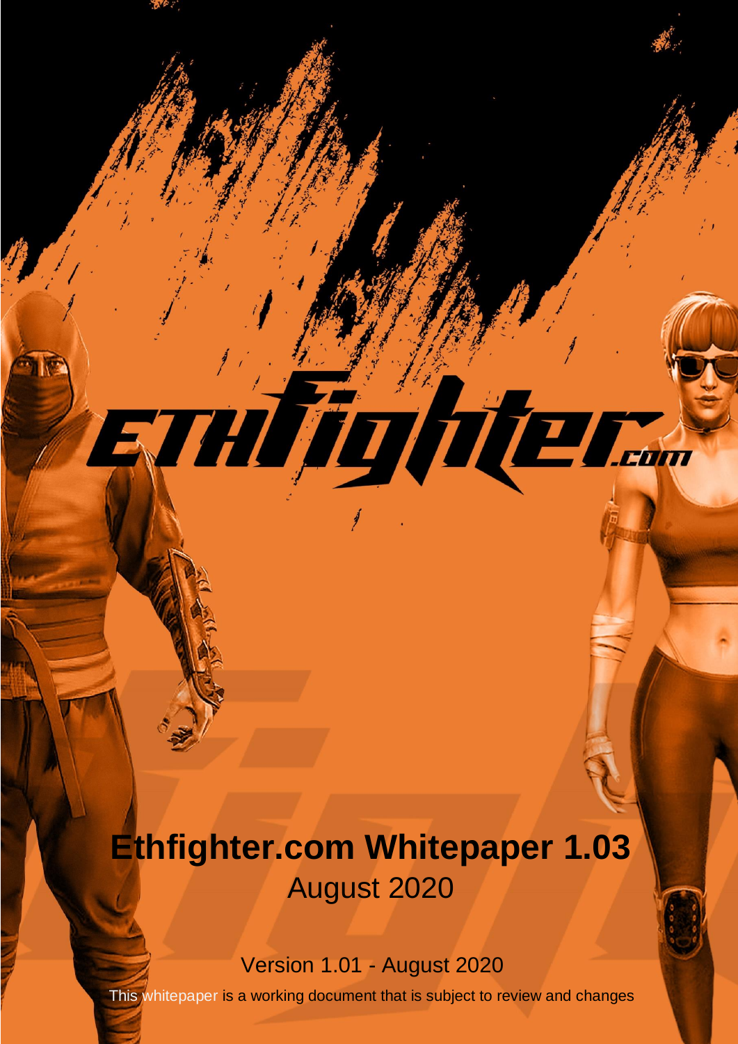# Ethfighter.com Whitepaper 1.03

August 2020

Version 1.01 - August 2020

This whitepaper is a working document that is subject to review and changes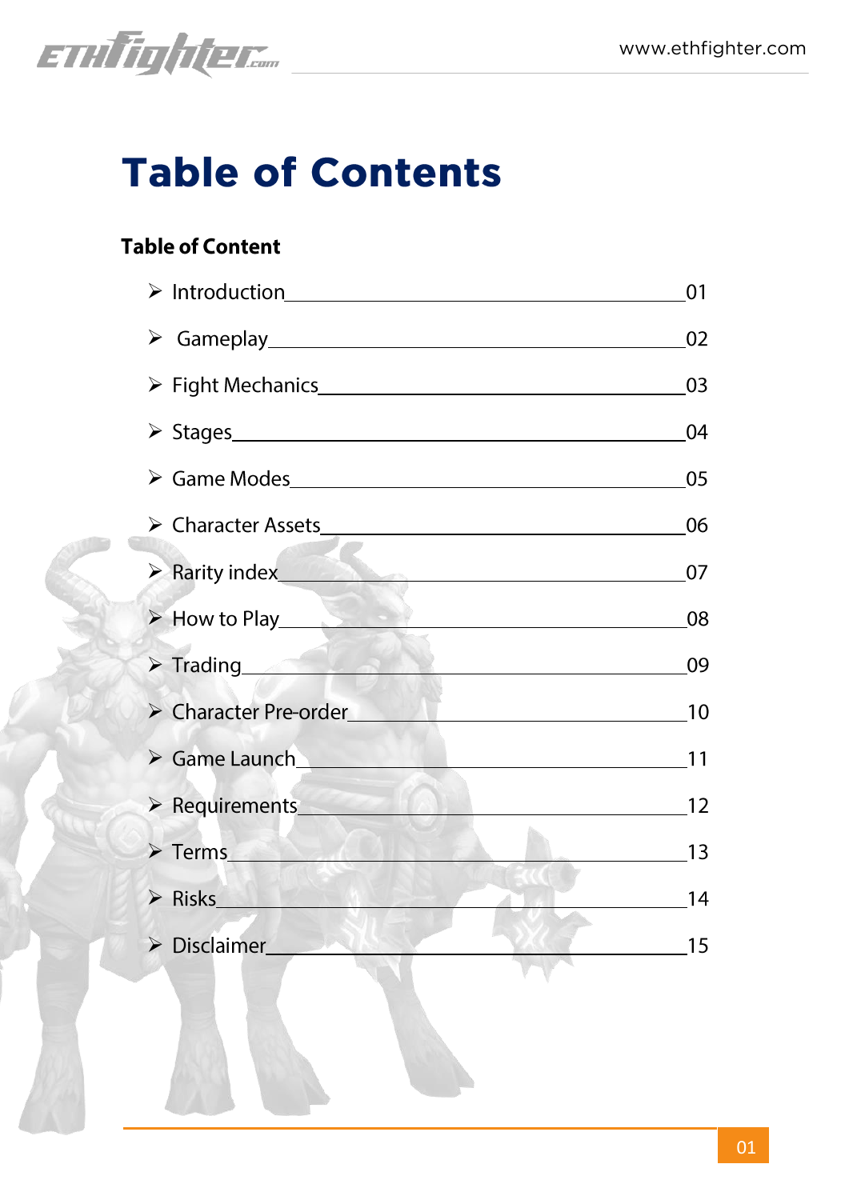# Table of Contents

**Table of Content**

- Introduction ____ 01
- Gameplay ____ 02
- Fight Mechanics ____ 03
- Stages ____ 04
- Game Modes ____ 05
- Character Assets ____ 06
- Rarity index ____ 07
- How to Play ____ 08
- Trading ____ 09
- Character Pre-order ____ 10
- Game Launch ____ 11
- Requirements ____ 12
- Terms ____ 13
- Risks ____ 14
- Disclaimer ____ 15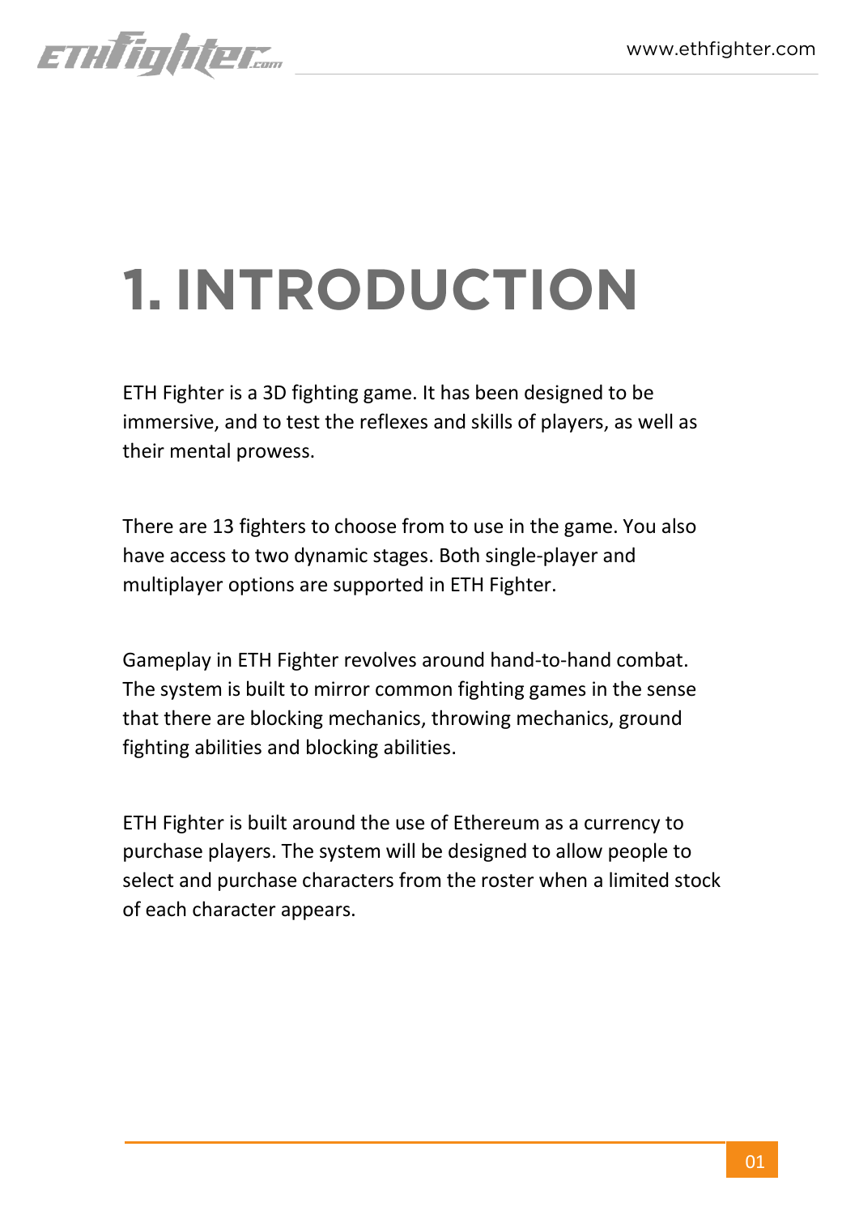# 1. INTRODUCTION

ETH Fighter is a 3D fighting game. It has been designed to be immersive, and to test the reflexes and skills of players, as well as their mental prowess.

There are 13 fighters to choose from to use in the game. You also have access to two dynamic stages. Both single-player and multiplayer options are supported in ETH Fighter.

Gameplay in ETH Fighter revolves around hand-to-hand combat. The system is built to mirror common fighting games in the sense that there are blocking mechanics, throwing mechanics, ground fighting abilities and blocking abilities.

ETH Fighter is built around the use of Ethereum as a currency to purchase players. The system will be designed to allow people to select and purchase characters from the roster when a limited stock of each character appears.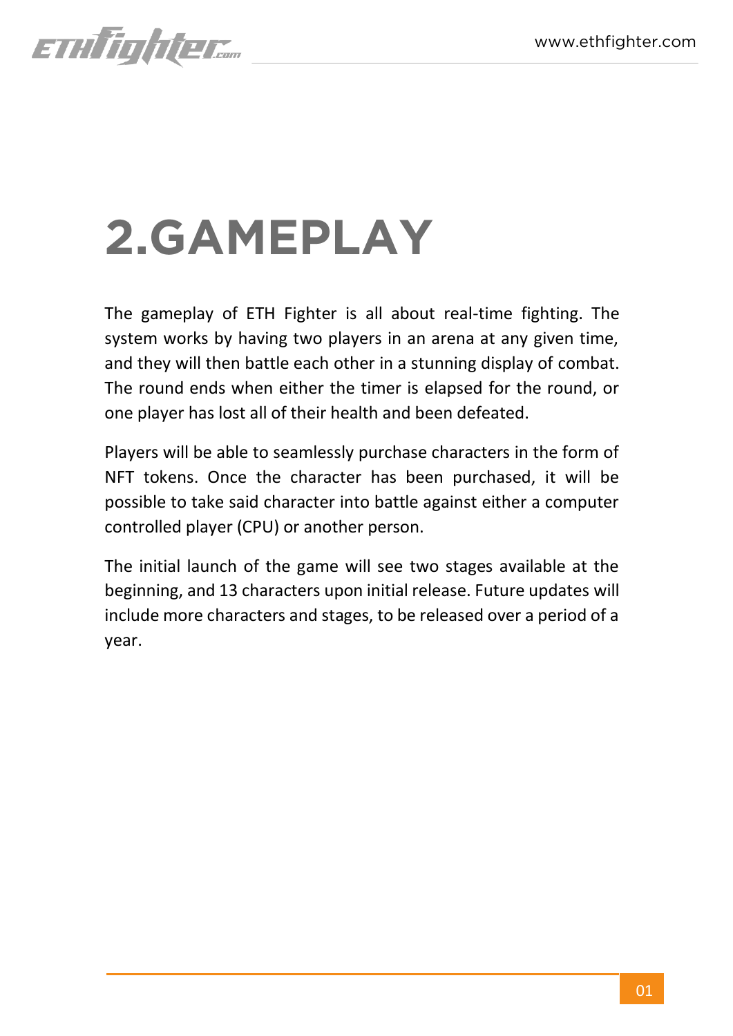# 2.GAMEPLAY

The gameplay of ETH Fighter is all about real-time fighting. The system works by having two players in an arena at any given time, and they will then battle each other in a stunning display of combat. The round ends when either the timer is elapsed for the round, or one player has lost all of their health and been defeated.

Players will be able to seamlessly purchase characters in the form of NFT tokens. Once the character has been purchased, it will be possible to take said character into battle against either a computer controlled player (CPU) or another person.

The initial launch of the game will see two stages available at the beginning, and 13 characters upon initial release. Future updates will include more characters and stages, to be released over a period of a year.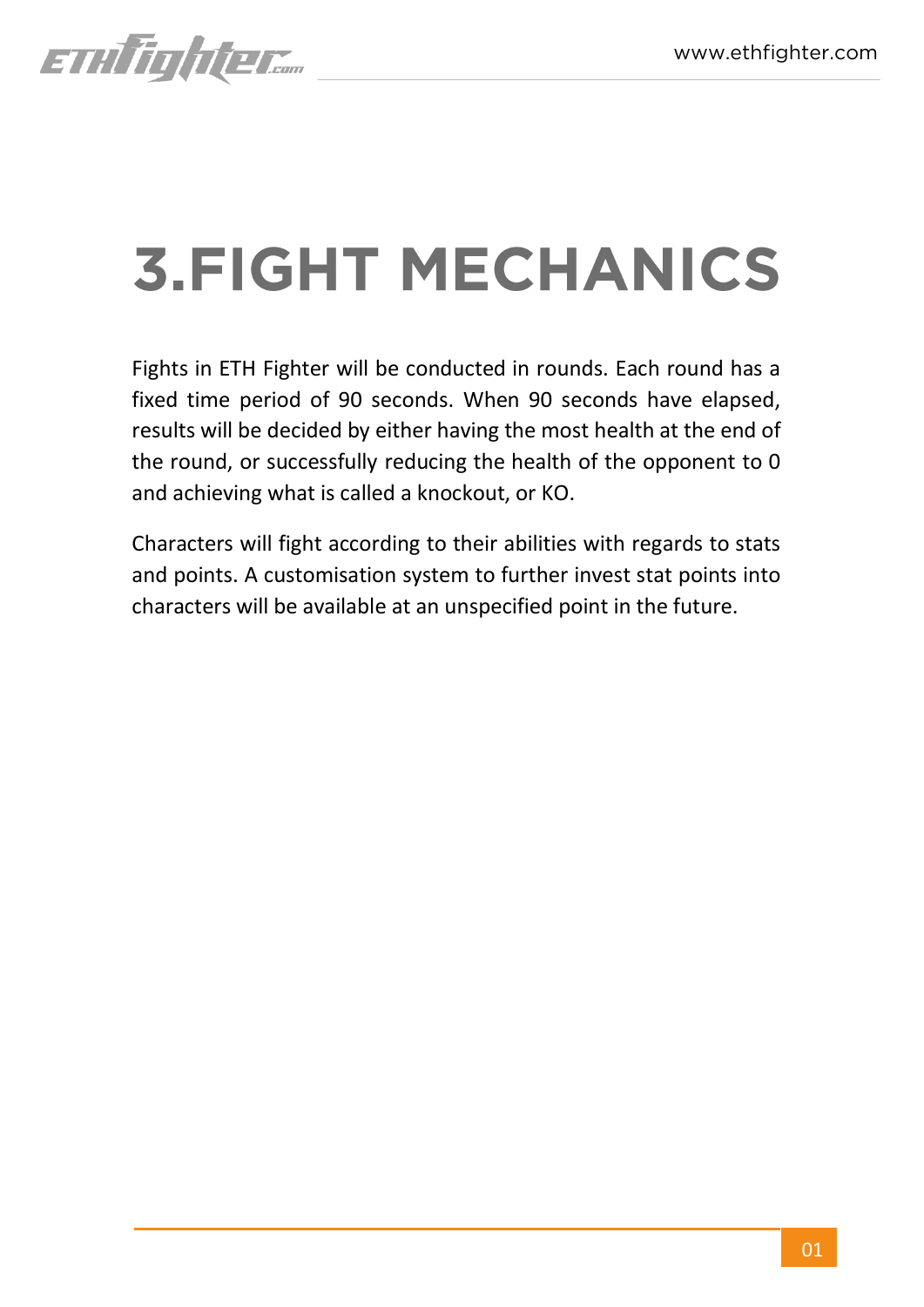# 3.FIGHT MECHANICS

Fights in ETH Fighter will be conducted in rounds. Each round has a fixed time period of 90 seconds. When 90 seconds have elapsed, results will be decided by either having the most health at the end of the round, or successfully reducing the health of the opponent to 0 and achieving what is called a knockout, or KO.

Characters will fight according to their abilities with regards to stats and points. A customisation system to further invest stat points into characters will be available at an unspecified point in the future.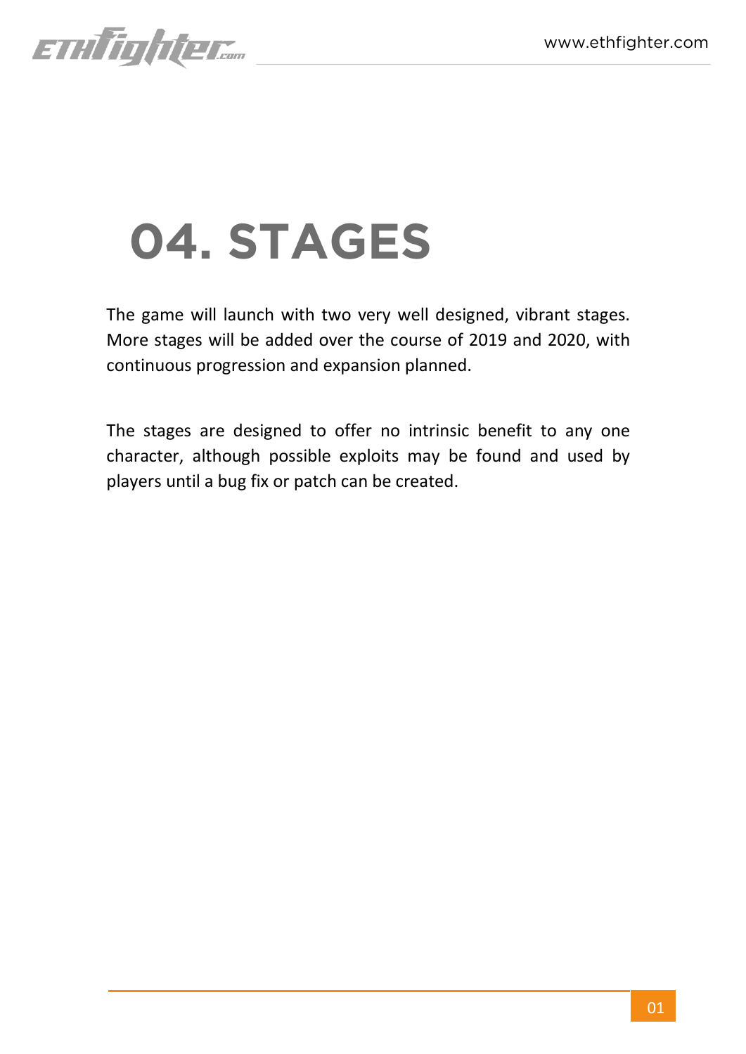# 04. STAGES

The game will launch with two very well designed, vibrant stages. More stages will be added over the course of 2019 and 2020, with continuous progression and expansion planned.

The stages are designed to offer no intrinsic benefit to any one character, although possible exploits may be found and used by players until a bug fix or patch can be created.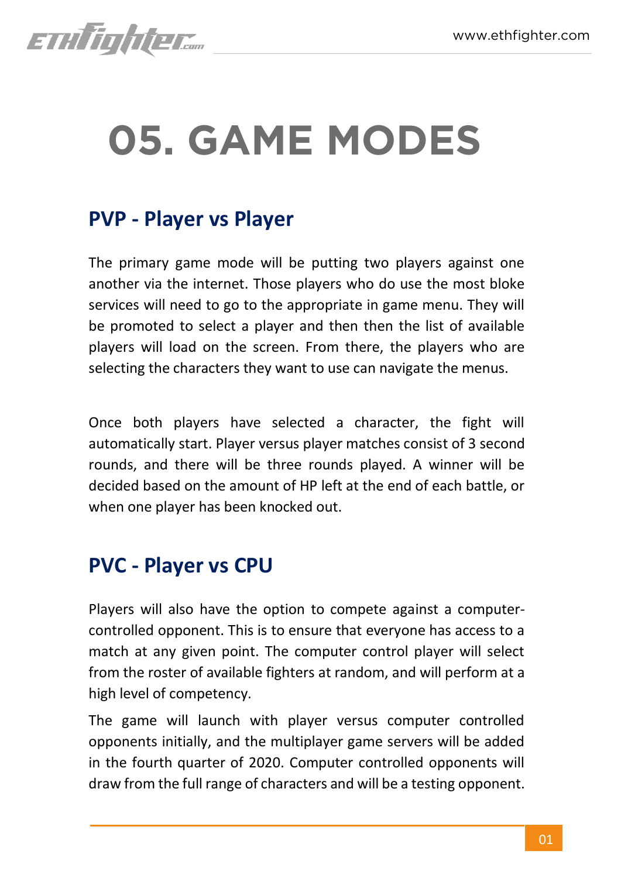# 05. GAME MODES

## PVP - Player vs Player

The primary game mode will be putting two players against one another via the internet. Those players who do use the most bloke services will need to go to the appropriate in game menu. They will be promoted to select a player and then then the list of available players will load on the screen. From there, the players who are selecting the characters they want to use can navigate the menus.

Once both players have selected a character, the fight will automatically start. Player versus player matches consist of 3 second rounds, and there will be three rounds played. A winner will be decided based on the amount of HP left at the end of each battle, or when one player has been knocked out.

## PVC - Player vs CPU

Players will also have the option to compete against a computer-controlled opponent. This is to ensure that everyone has access to a match at any given point. The computer control player will select from the roster of available fighters at random, and will perform at a high level of competency.

The game will launch with player versus computer controlled opponents initially, and the multiplayer game servers will be added in the fourth quarter of 2020. Computer controlled opponents will draw from the full range of characters and will be a testing opponent.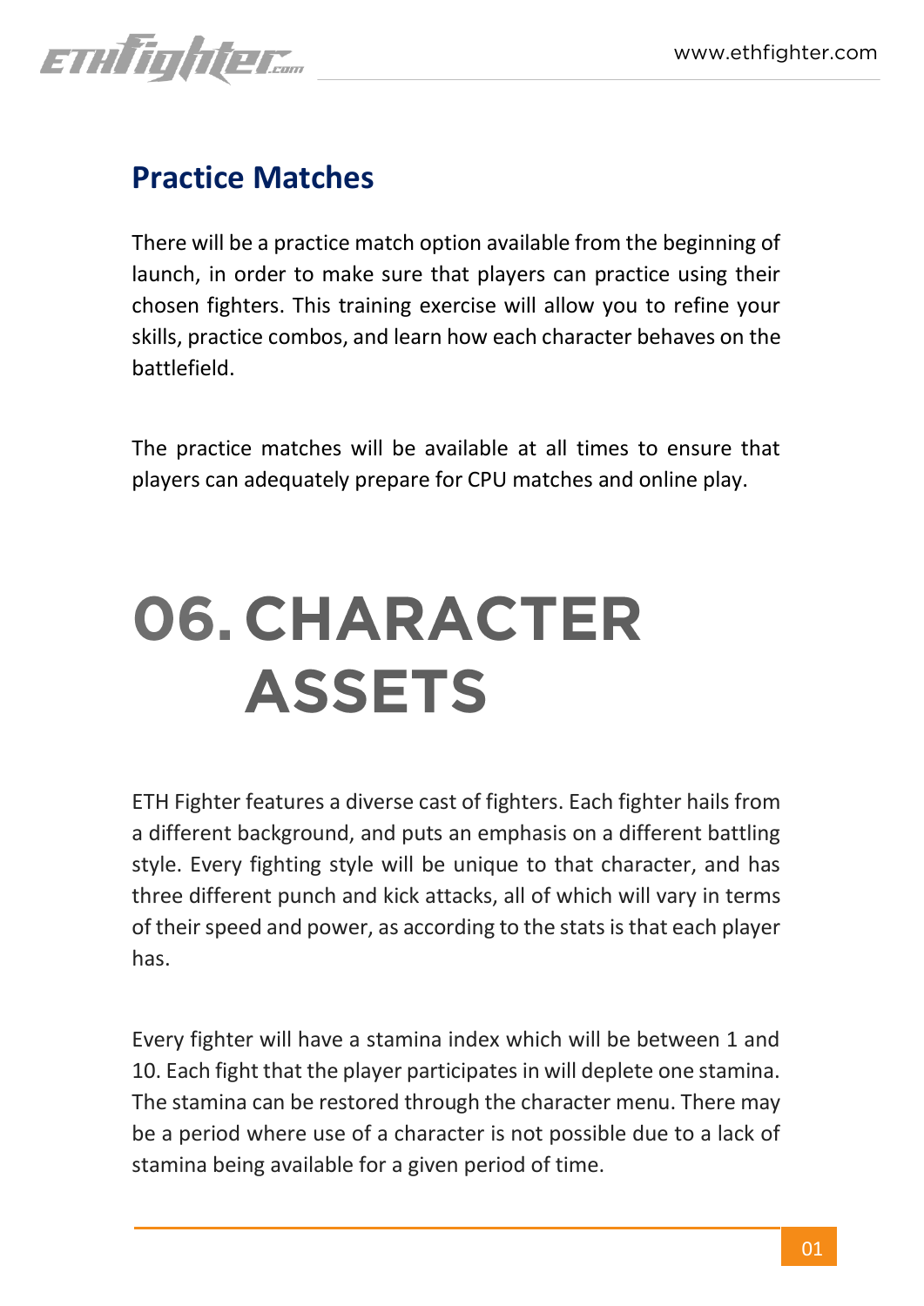## Practice Matches

There will be a practice match option available from the beginning of launch, in order to make sure that players can practice using their chosen fighters. This training exercise will allow you to refine your skills, practice combos, and learn how each character behaves on the battlefield.

The practice matches will be available at all times to ensure that players can adequately prepare for CPU matches and online play.

# 06. CHARACTER ASSETS

ETH Fighter features a diverse cast of fighters. Each fighter hails from a different background, and puts an emphasis on a different battling style. Every fighting style will be unique to that character, and has three different punch and kick attacks, all of which will vary in terms of their speed and power, as according to the stats is that each player has.

Every fighter will have a stamina index which will be between 1 and 10. Each fight that the player participates in will deplete one stamina. The stamina can be restored through the character menu. There may be a period where use of a character is not possible due to a lack of stamina being available for a given period of time.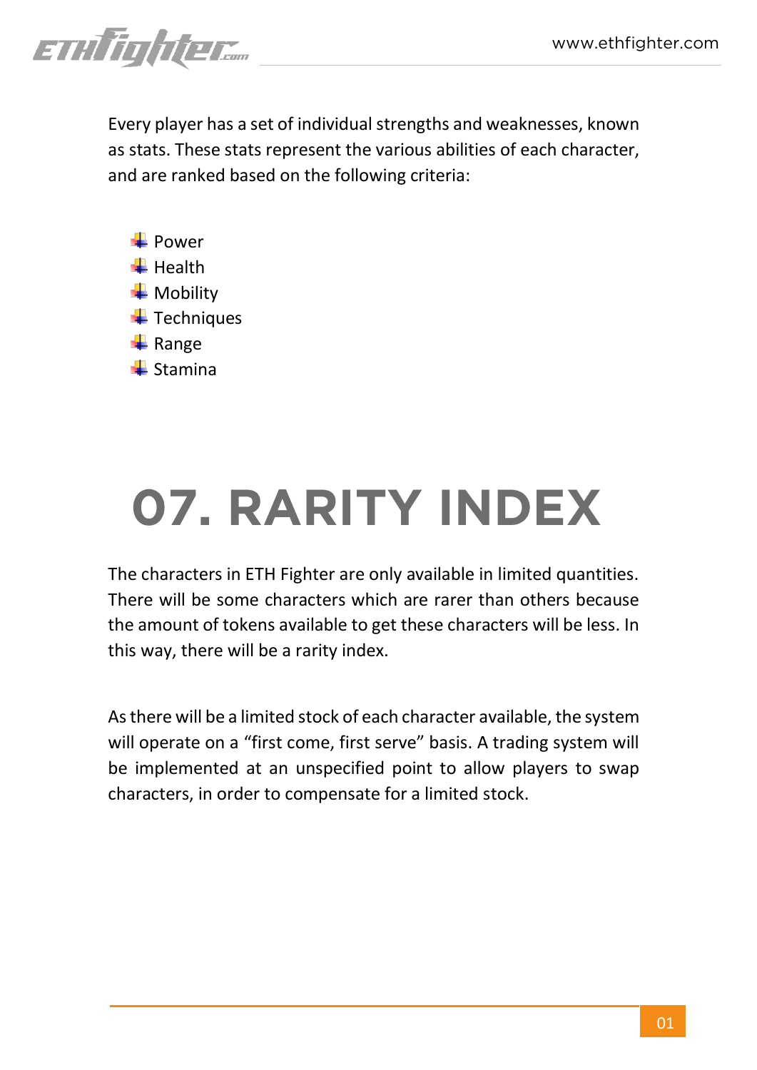Every player has a set of individual strengths and weaknesses, known as stats. These stats represent the various abilities of each character, and are ranked based on the following criteria:

- Power
- Health
- Mobility
- Techniques
- Range
- Stamina

# 07. RARITY INDEX

The characters in ETH Fighter are only available in limited quantities. There will be some characters which are rarer than others because the amount of tokens available to get these characters will be less. In this way, there will be a rarity index.

As there will be a limited stock of each character available, the system will operate on a “first come, first serve” basis. A trading system will be implemented at an unspecified point to allow players to swap characters, in order to compensate for a limited stock.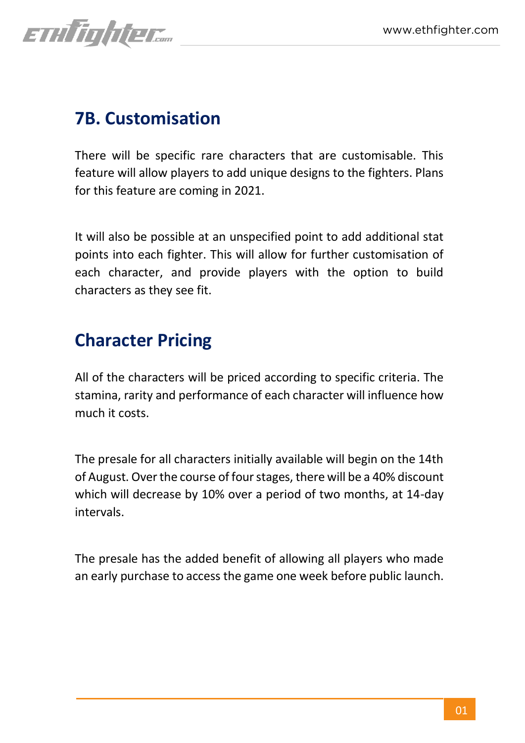## 7B. Customisation

There will be specific rare characters that are customisable. This feature will allow players to add unique designs to the fighters. Plans for this feature are coming in 2021.

It will also be possible at an unspecified point to add additional stat points into each fighter. This will allow for further customisation of each character, and provide players with the option to build characters as they see fit.

## Character Pricing

All of the characters will be priced according to specific criteria. The stamina, rarity and performance of each character will influence how much it costs.

The presale for all characters initially available will begin on the 14th of August. Over the course of four stages, there will be a 40% discount which will decrease by 10% over a period of two months, at 14-day intervals.

The presale has the added benefit of allowing all players who made an early purchase to access the game one week before public launch.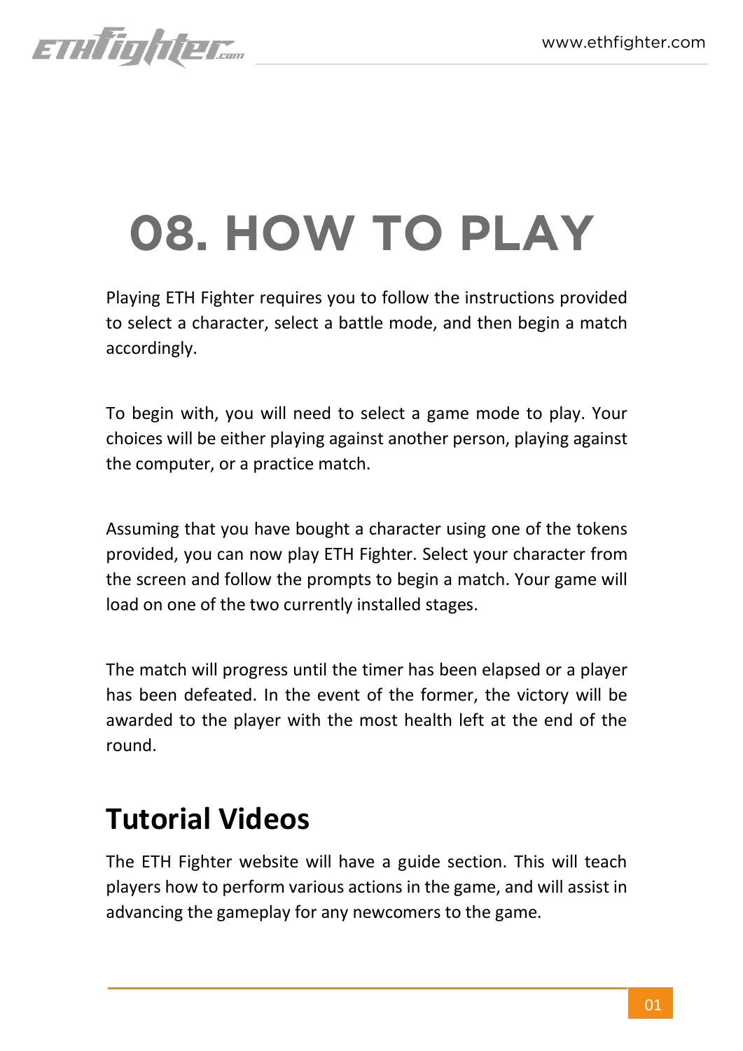# 08. HOW TO PLAY

Playing ETH Fighter requires you to follow the instructions provided to select a character, select a battle mode, and then begin a match accordingly.

To begin with, you will need to select a game mode to play. Your choices will be either playing against another person, playing against the computer, or a practice match.

Assuming that you have bought a character using one of the tokens provided, you can now play ETH Fighter. Select your character from the screen and follow the prompts to begin a match. Your game will load on one of the two currently installed stages.

The match will progress until the timer has been elapsed or a player has been defeated. In the event of the former, the victory will be awarded to the player with the most health left at the end of the round.

## Tutorial Videos

The ETH Fighter website will have a guide section. This will teach players how to perform various actions in the game, and will assist in advancing the gameplay for any newcomers to the game.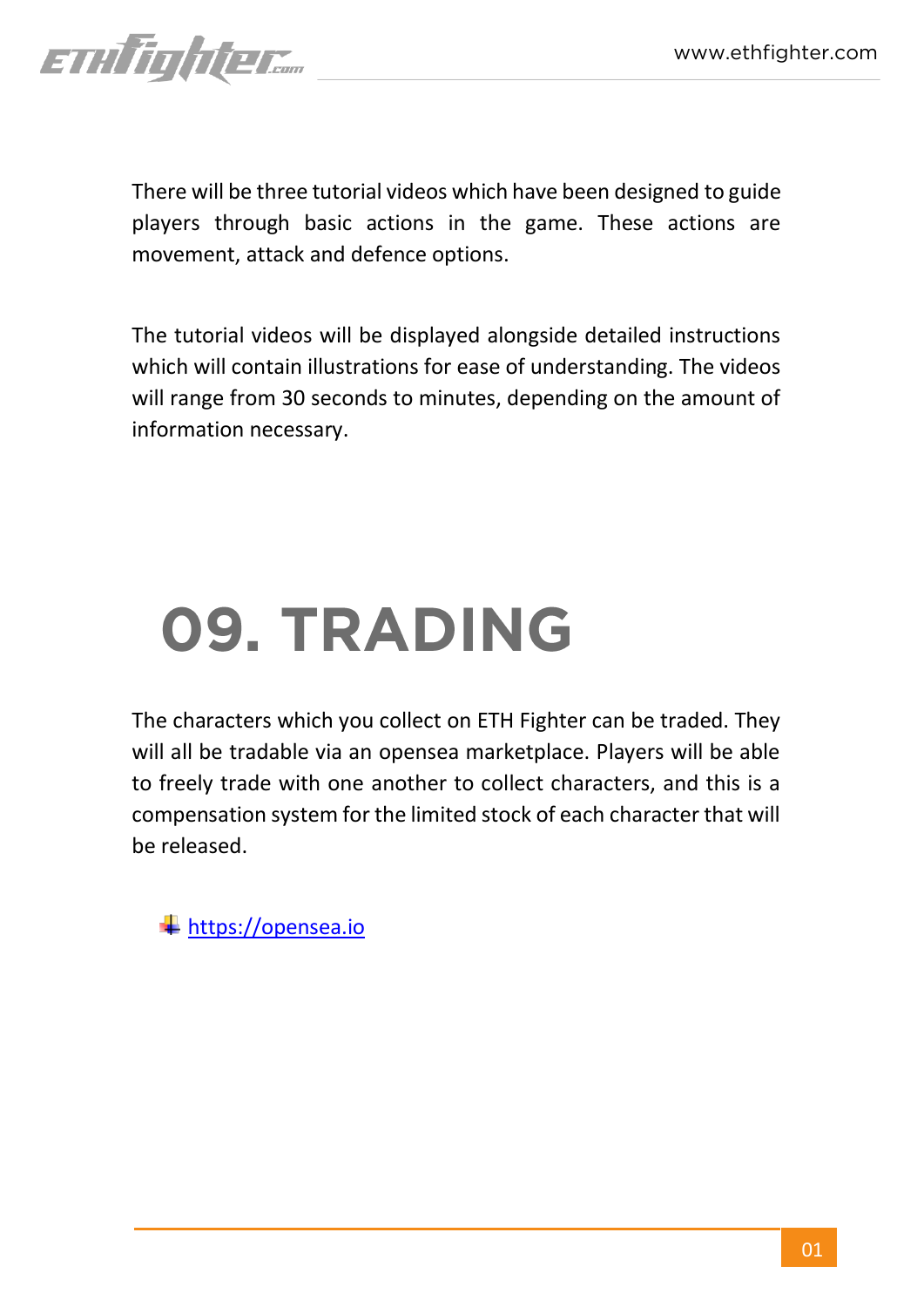There will be three tutorial videos which have been designed to guide players through basic actions in the game. These actions are movement, attack and defence options.

The tutorial videos will be displayed alongside detailed instructions which will contain illustrations for ease of understanding. The videos will range from 30 seconds to minutes, depending on the amount of information necessary.

# 09. TRADING

The characters which you collect on ETH Fighter can be traded. They will all be tradable via an opensea marketplace. Players will be able to freely trade with one another to collect characters, and this is a compensation system for the limited stock of each character that will be released.

- https://opensea.io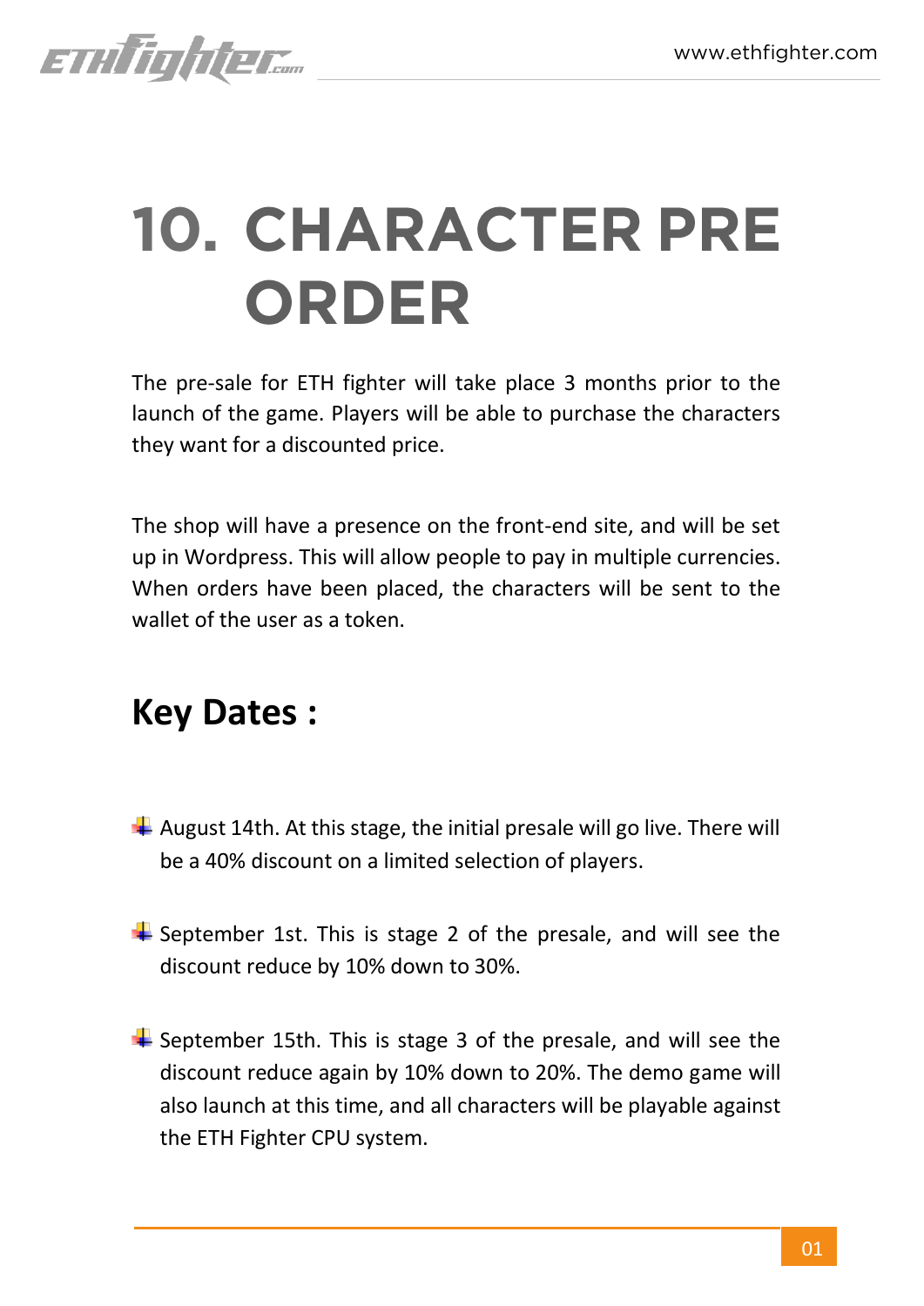# 10. CHARACTER PRE ORDER

The pre-sale for ETH fighter will take place 3 months prior to the launch of the game. Players will be able to purchase the characters they want for a discounted price.

The shop will have a presence on the front-end site, and will be set up in Wordpress. This will allow people to pay in multiple currencies. When orders have been placed, the characters will be sent to the wallet of the user as a token.

## Key Dates :

- August 14th. At this stage, the initial presale will go live. There will be a 40% discount on a limited selection of players.
- September 1st. This is stage 2 of the presale, and will see the discount reduce by 10% down to 30%.
- September 15th. This is stage 3 of the presale, and will see the discount reduce again by 10% down to 20%. The demo game will also launch at this time, and all characters will be playable against the ETH Fighter CPU system.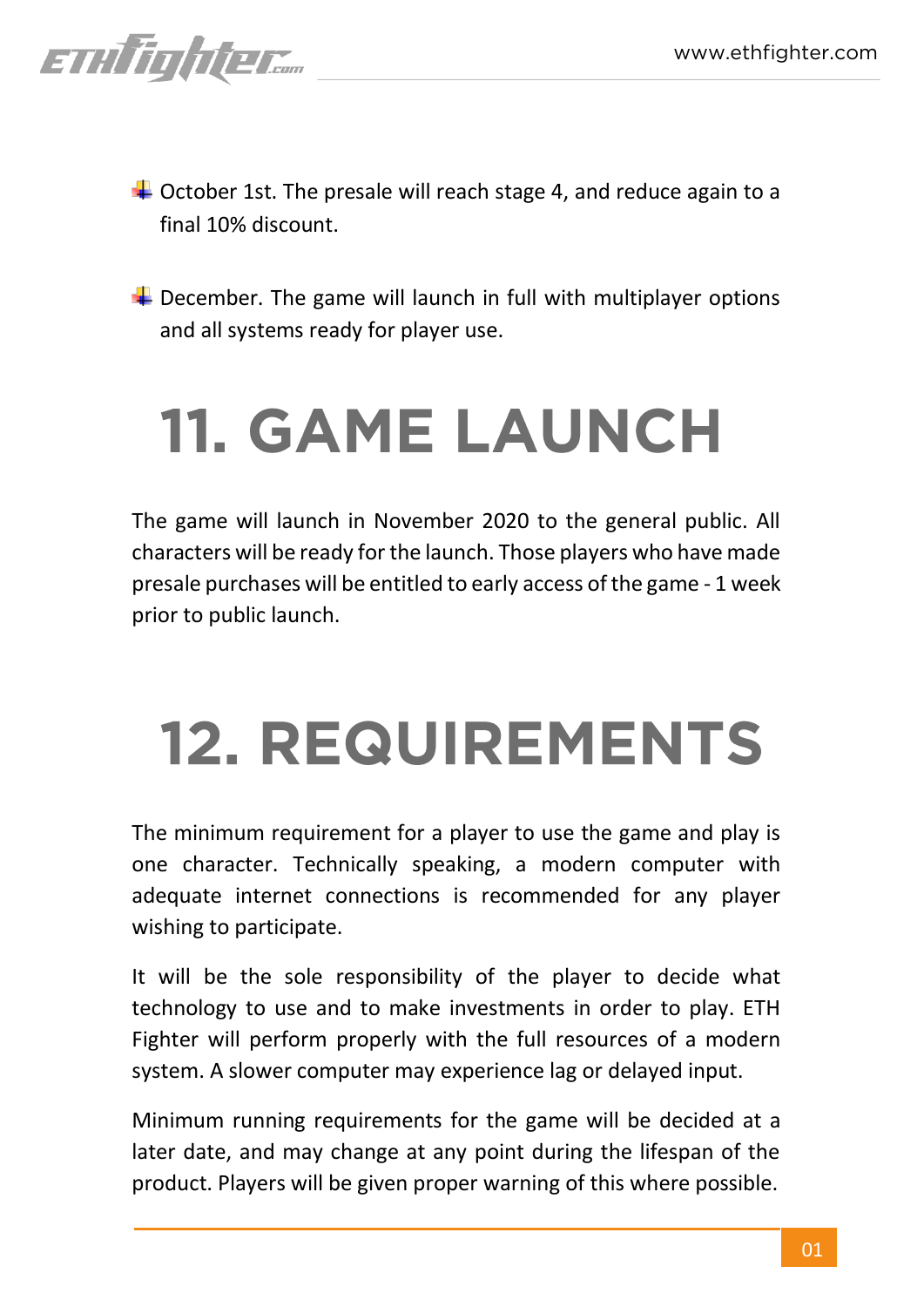- October 1st. The presale will reach stage 4, and reduce again to a final 10% discount.

- December. The game will launch in full with multiplayer options and all systems ready for player use.

# 11. GAME LAUNCH

The game will launch in November 2020 to the general public. All characters will be ready for the launch. Those players who have made presale purchases will be entitled to early access of the game - 1 week prior to public launch.

# 12. REQUIREMENTS

The minimum requirement for a player to use the game and play is one character. Technically speaking, a modern computer with adequate internet connections is recommended for any player wishing to participate.

It will be the sole responsibility of the player to decide what technology to use and to make investments in order to play. ETH Fighter will perform properly with the full resources of a modern system. A slower computer may experience lag or delayed input.

Minimum running requirements for the game will be decided at a later date, and may change at any point during the lifespan of the product. Players will be given proper warning of this where possible.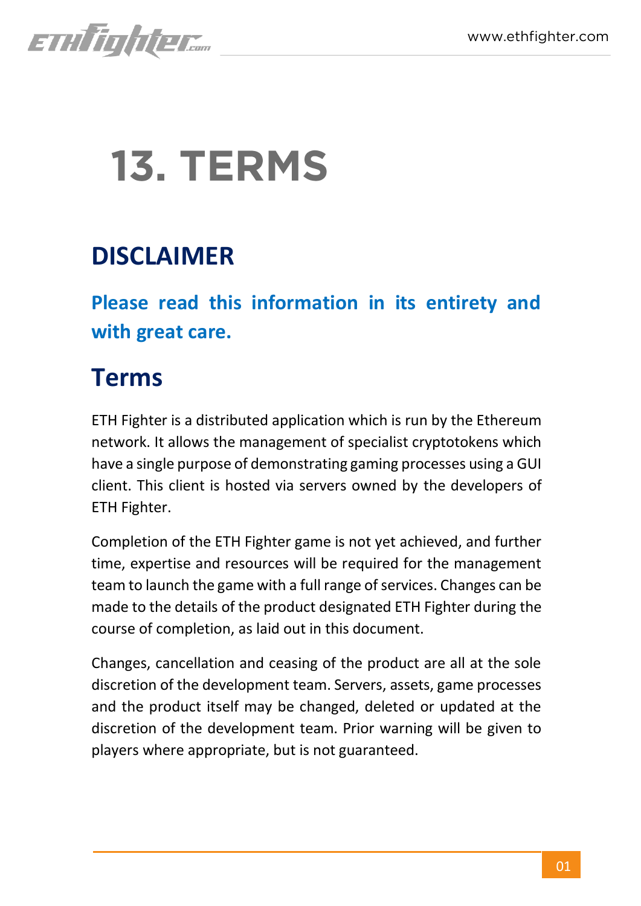# 13. TERMS

## DISCLAIMER

### Please read this information in its entirety and with great care.

## Terms

ETH Fighter is a distributed application which is run by the Ethereum network. It allows the management of specialist cryptotokens which have a single purpose of demonstrating gaming processes using a GUI client. This client is hosted via servers owned by the developers of ETH Fighter.

Completion of the ETH Fighter game is not yet achieved, and further time, expertise and resources will be required for the management team to launch the game with a full range of services. Changes can be made to the details of the product designated ETH Fighter during the course of completion, as laid out in this document.

Changes, cancellation and ceasing of the product are all at the sole discretion of the development team. Servers, assets, game processes and the product itself may be changed, deleted or updated at the discretion of the development team. Prior warning will be given to players where appropriate, but is not guaranteed.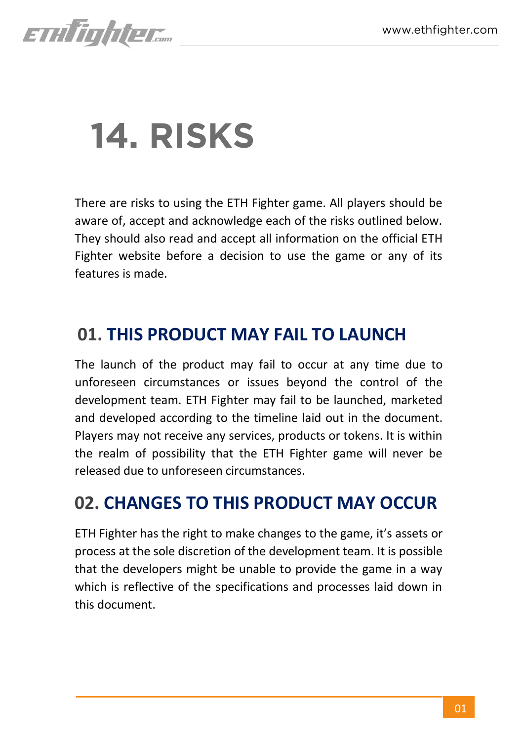# 14. RISKS

There are risks to using the ETH Fighter game. All players should be aware of, accept and acknowledge each of the risks outlined below. They should also read and accept all information on the official ETH Fighter website before a decision to use the game or any of its features is made.

## 01. THIS PRODUCT MAY FAIL TO LAUNCH

The launch of the product may fail to occur at any time due to unforeseen circumstances or issues beyond the control of the development team. ETH Fighter may fail to be launched, marketed and developed according to the timeline laid out in the document. Players may not receive any services, products or tokens. It is within the realm of possibility that the ETH Fighter game will never be released due to unforeseen circumstances.

## 02. CHANGES TO THIS PRODUCT MAY OCCUR

ETH Fighter has the right to make changes to the game, it's assets or process at the sole discretion of the development team. It is possible that the developers might be unable to provide the game in a way which is reflective of the specifications and processes laid down in this document.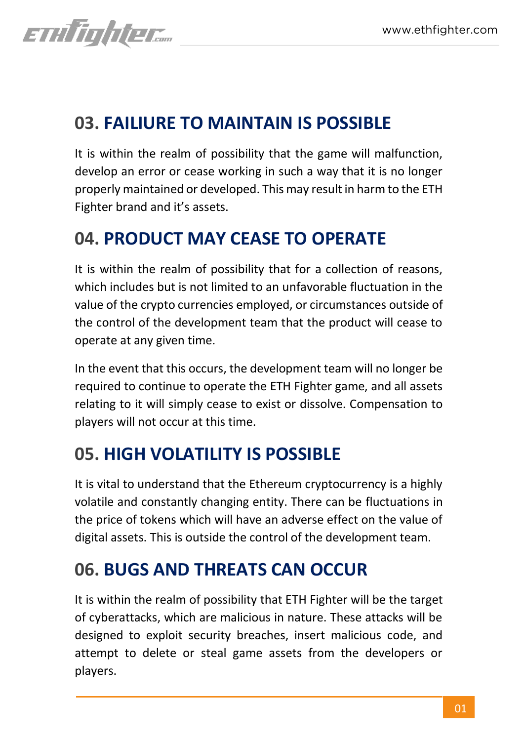## 03. FAILIURE TO MAINTAIN IS POSSIBLE

It is within the realm of possibility that the game will malfunction, develop an error or cease working in such a way that it is no longer properly maintained or developed. This may result in harm to the ETH Fighter brand and it's assets.

## 04. PRODUCT MAY CEASE TO OPERATE

It is within the realm of possibility that for a collection of reasons, which includes but is not limited to an unfavorable fluctuation in the value of the crypto currencies employed, or circumstances outside of the control of the development team that the product will cease to operate at any given time.

In the event that this occurs, the development team will no longer be required to continue to operate the ETH Fighter game, and all assets relating to it will simply cease to exist or dissolve. Compensation to players will not occur at this time.

## 05. HIGH VOLATILITY IS POSSIBLE

It is vital to understand that the Ethereum cryptocurrency is a highly volatile and constantly changing entity. There can be fluctuations in the price of tokens which will have an adverse effect on the value of digital assets. This is outside the control of the development team.

## 06. BUGS AND THREATS CAN OCCUR

It is within the realm of possibility that ETH Fighter will be the target of cyberattacks, which are malicious in nature. These attacks will be designed to exploit security breaches, insert malicious code, and attempt to delete or steal game assets from the developers or players.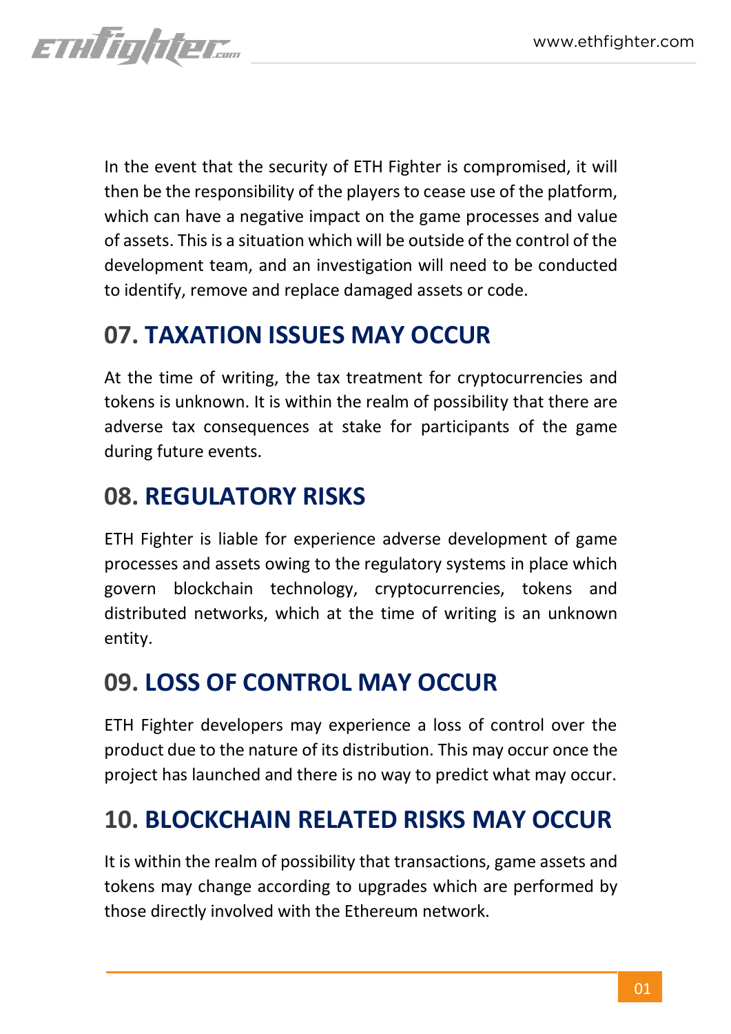In the event that the security of ETH Fighter is compromised, it will then be the responsibility of the players to cease use of the platform, which can have a negative impact on the game processes and value of assets. This is a situation which will be outside of the control of the development team, and an investigation will need to be conducted to identify, remove and replace damaged assets or code.

## 07. TAXATION ISSUES MAY OCCUR

At the time of writing, the tax treatment for cryptocurrencies and tokens is unknown. It is within the realm of possibility that there are adverse tax consequences at stake for participants of the game during future events.

## 08. REGULATORY RISKS

ETH Fighter is liable for experience adverse development of game processes and assets owing to the regulatory systems in place which govern blockchain technology, cryptocurrencies, tokens and distributed networks, which at the time of writing is an unknown entity.

## 09. LOSS OF CONTROL MAY OCCUR

ETH Fighter developers may experience a loss of control over the product due to the nature of its distribution. This may occur once the project has launched and there is no way to predict what may occur.

## 10. BLOCKCHAIN RELATED RISKS MAY OCCUR

It is within the realm of possibility that transactions, game assets and tokens may change according to upgrades which are performed by those directly involved with the Ethereum network.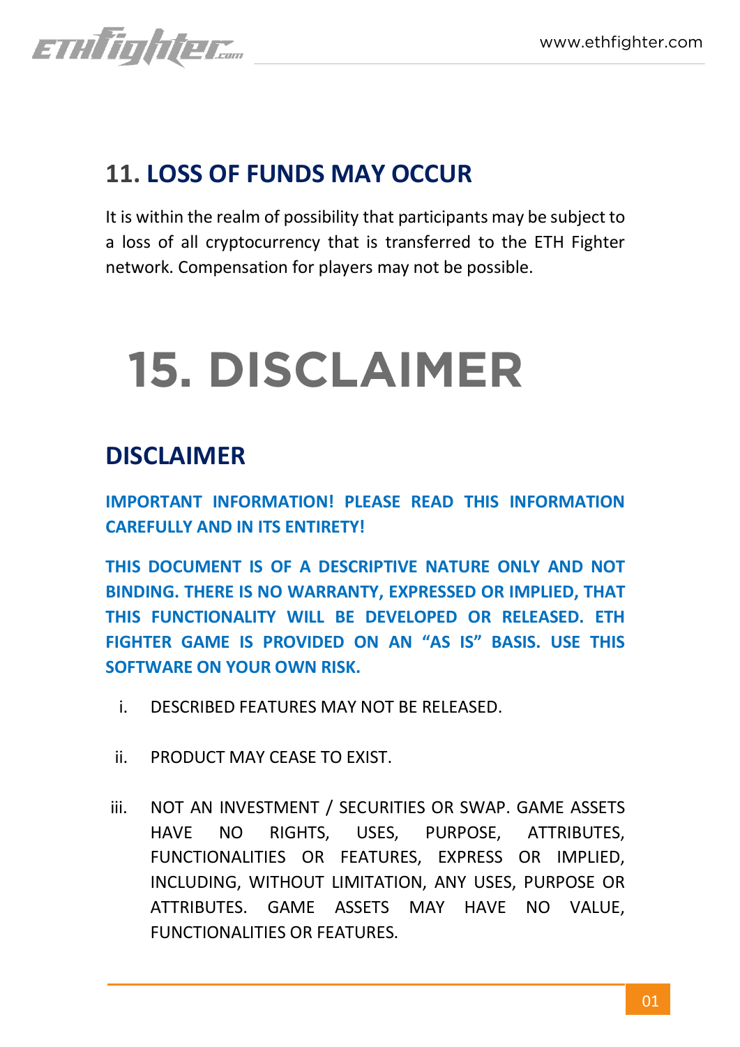## 11. LOSS OF FUNDS MAY OCCUR

It is within the realm of possibility that participants may be subject to a loss of all cryptocurrency that is transferred to the ETH Fighter network. Compensation for players may not be possible.

# 15. DISCLAIMER

## DISCLAIMER

**IMPORTANT INFORMATION! PLEASE READ THIS INFORMATION CAREFULLY AND IN ITS ENTIRETY!**

**THIS DOCUMENT IS OF A DESCRIPTIVE NATURE ONLY AND NOT BINDING. THERE IS NO WARRANTY, EXPRESSED OR IMPLIED, THAT THIS FUNCTIONALITY WILL BE DEVELOPED OR RELEASED. ETH FIGHTER GAME IS PROVIDED ON AN "AS IS" BASIS. USE THIS SOFTWARE ON YOUR OWN RISK.**

i. DESCRIBED FEATURES MAY NOT BE RELEASED.

ii. PRODUCT MAY CEASE TO EXIST.

iii. NOT AN INVESTMENT / SECURITIES OR SWAP. GAME ASSETS HAVE NO RIGHTS, USES, PURPOSE, ATTRIBUTES, FUNCTIONALITIES OR FEATURES, EXPRESS OR IMPLIED, INCLUDING, WITHOUT LIMITATION, ANY USES, PURPOSE OR ATTRIBUTES. GAME ASSETS MAY HAVE NO VALUE, FUNCTIONALITIES OR FEATURES.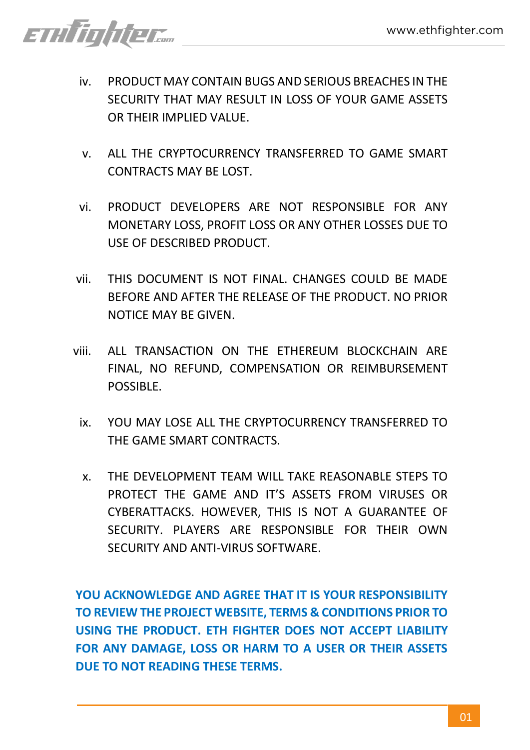iv. PRODUCT MAY CONTAIN BUGS AND SERIOUS BREACHES IN THE SECURITY THAT MAY RESULT IN LOSS OF YOUR GAME ASSETS OR THEIR IMPLIED VALUE.

v. ALL THE CRYPTOCURRENCY TRANSFERRED TO GAME SMART CONTRACTS MAY BE LOST.

vi. PRODUCT DEVELOPERS ARE NOT RESPONSIBLE FOR ANY MONETARY LOSS, PROFIT LOSS OR ANY OTHER LOSSES DUE TO USE OF DESCRIBED PRODUCT.

vii. THIS DOCUMENT IS NOT FINAL. CHANGES COULD BE MADE BEFORE AND AFTER THE RELEASE OF THE PRODUCT. NO PRIOR NOTICE MAY BE GIVEN.

viii. ALL TRANSACTION ON THE ETHEREUM BLOCKCHAIN ARE FINAL, NO REFUND, COMPENSATION OR REIMBURSEMENT POSSIBLE.

ix. YOU MAY LOSE ALL THE CRYPTOCURRENCY TRANSFERRED TO THE GAME SMART CONTRACTS.

x. THE DEVELOPMENT TEAM WILL TAKE REASONABLE STEPS TO PROTECT THE GAME AND IT'S ASSETS FROM VIRUSES OR CYBERATTACKS. HOWEVER, THIS IS NOT A GUARANTEE OF SECURITY. PLAYERS ARE RESPONSIBLE FOR THEIR OWN SECURITY AND ANTI-VIRUS SOFTWARE.

**YOU ACKNOWLEDGE AND AGREE THAT IT IS YOUR RESPONSIBILITY TO REVIEW THE PROJECT WEBSITE, TERMS & CONDITIONS PRIOR TO USING THE PRODUCT. ETH FIGHTER DOES NOT ACCEPT LIABILITY FOR ANY DAMAGE, LOSS OR HARM TO A USER OR THEIR ASSETS DUE TO NOT READING THESE TERMS.**